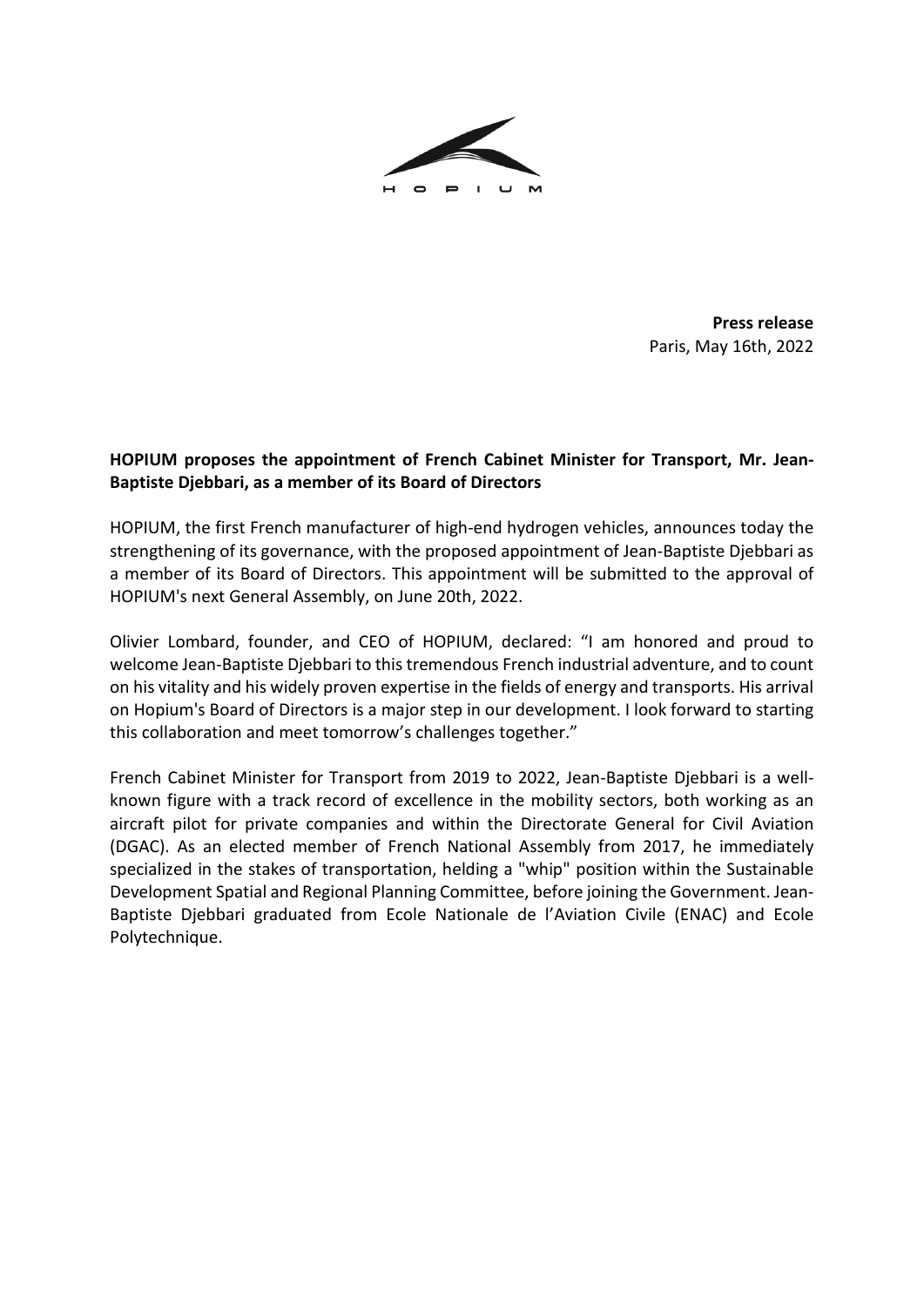**Press release**
Paris, May 16th, 2022

**HOPIUM proposes the appointment of French Cabinet Minister for Transport, Mr. Jean-Baptiste Djebbari, as a member of its Board of Directors**

HOPIUM, the first French manufacturer of high-end hydrogen vehicles, announces today the strengthening of its governance, with the proposed appointment of Jean-Baptiste Djebbari as a member of its Board of Directors. This appointment will be submitted to the approval of HOPIUM's next General Assembly, on June 20th, 2022.

Olivier Lombard, founder, and CEO of HOPIUM, declared: "I am honored and proud to welcome Jean-Baptiste Djebbari to this tremendous French industrial adventure, and to count on his vitality and his widely proven expertise in the fields of energy and transports. His arrival on Hopium's Board of Directors is a major step in our development. I look forward to starting this collaboration and meet tomorrow's challenges together."

French Cabinet Minister for Transport from 2019 to 2022, Jean-Baptiste Djebbari is a well-known figure with a track record of excellence in the mobility sectors, both working as an aircraft pilot for private companies and within the Directorate General for Civil Aviation (DGAC). As an elected member of French National Assembly from 2017, he immediately specialized in the stakes of transportation, helding a "whip" position within the Sustainable Development Spatial and Regional Planning Committee, before joining the Government. Jean-Baptiste Djebbari graduated from Ecole Nationale de l'Aviation Civile (ENAC) and Ecole Polytechnique.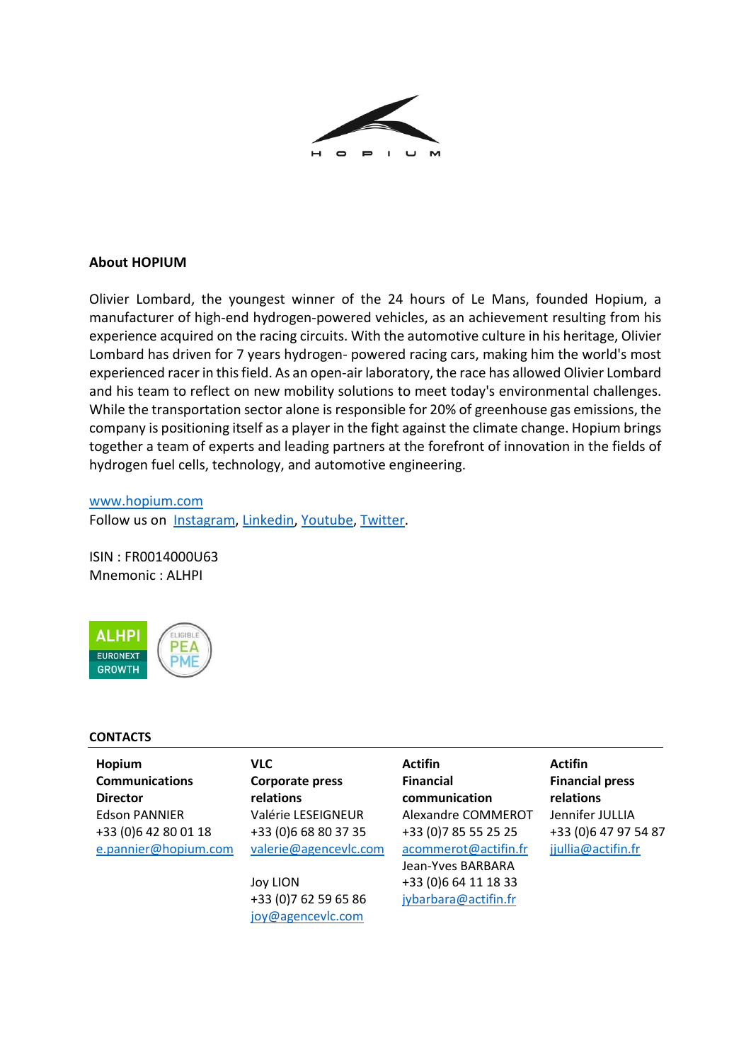## About HOPIUM

Olivier Lombard, the youngest winner of the 24 hours of Le Mans, founded Hopium, a manufacturer of high-end hydrogen-powered vehicles, as an achievement resulting from his experience acquired on the racing circuits. With the automotive culture in his heritage, Olivier Lombard has driven for 7 years hydrogen- powered racing cars, making him the world's most experienced racer in this field. As an open-air laboratory, the race has allowed Olivier Lombard and his team to reflect on new mobility solutions to meet today's environmental challenges. While the transportation sector alone is responsible for 20% of greenhouse gas emissions, the company is positioning itself as a player in the fight against the climate change. Hopium brings together a team of experts and leading partners at the forefront of innovation in the fields of hydrogen fuel cells, technology, and automotive engineering.

www.hopium.com
Follow us on Instagram, Linkedin, Youtube, Twitter.

ISIN : FR0014000U63
Mnemonic : ALHPI

ALHPI EURONEXT GROWTH

ELIGIBLE PEA PME

**CONTACTS**

| **Hopium Communications Director** | **VLC Corporate press relations** | **Actifin Financial communication** | **Actifin Financial press relations** |
|---|---|---|---|
| Edson PANNIER<br>+33 (0)6 42 80 01 18<br>e.pannier@hopium.com | Valérie LESEIGNEUR<br>+33 (0)6 68 80 37 35<br>valerie@agencevlc.com<br><br>Joy LION<br>+33 (0)7 62 59 65 86<br>joy@agencevlc.com | Alexandre COMMEROT<br>+33 (0)7 85 55 25 25<br>acommerot@actifin.fr<br>Jean-Yves BARBARA<br>+33 (0)6 64 11 18 33<br>jybarbara@actifin.fr | Jennifer JULLIA<br>+33 (0)6 47 97 54 87<br>jjullia@actifin.fr |